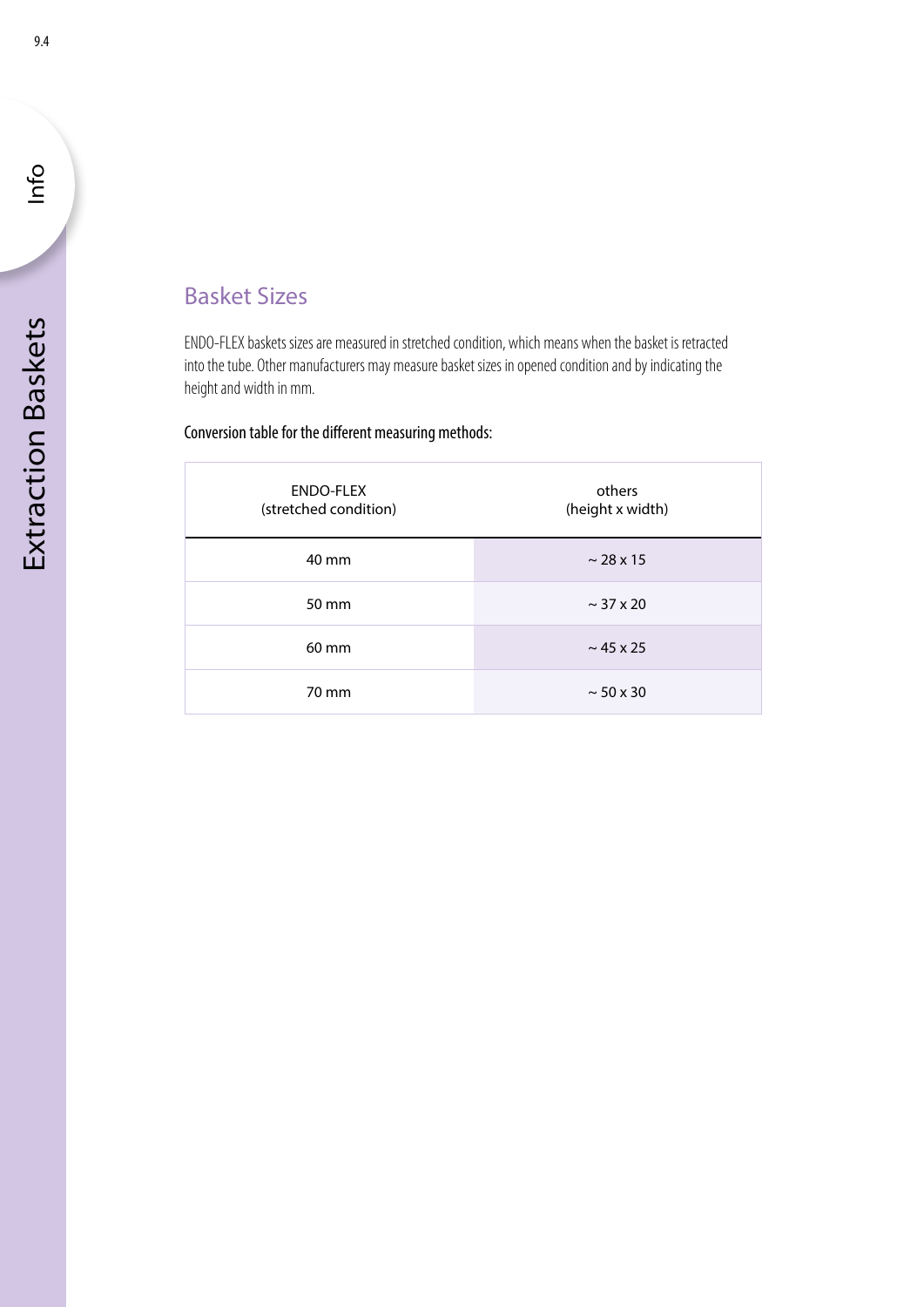## Basket Sizes

ENDO-FLEX baskets sizes are measured in stretched condition, which means when the basket is retracted into the tube. Other manufacturers may measure basket sizes in opened condition and by indicating the height and width in mm.

Conversion table for the different measuring methods:

| ENDO-FLEX (stretched condition) | others (height x width) |
|---|---|
| 40 mm | ~ 28 x 15 |
| 50 mm | ~ 37 x 20 |
| 60 mm | ~ 45 x 25 |
| 70 mm | ~ 50 x 30 |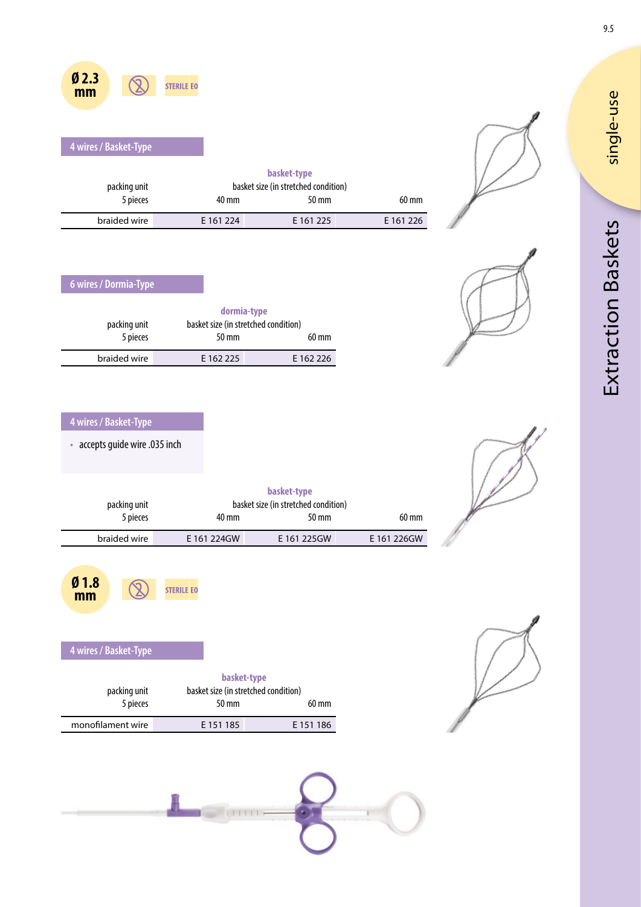Ø 2.3 mm

STERILE EO

## 4 wires / Basket-Type

| packing unit 5 pieces | basket-type basket size (in stretched condition) 40 mm | 50 mm | 60 mm |
|---|---|---|---|
| braided wire | E 161 224 | E 161 225 | E 161 226 |

## 6 wires / Dormia-Type

| packing unit 5 pieces | dormia-type basket size (in stretched condition) 50 mm | 60 mm |
|---|---|---|
| braided wire | E 162 225 | E 162 226 |

## 4 wires / Basket-Type

- accepts guide wire .035 inch

| packing unit 5 pieces | basket-type basket size (in stretched condition) 40 mm | 50 mm | 60 mm |
|---|---|---|---|
| braided wire | E 161 224GW | E 161 225GW | E 161 226GW |

Ø 1.8 mm

STERILE EO

## 4 wires / Basket-Type

| packing unit 5 pieces | basket-type basket size (in stretched condition) 50 mm | 60 mm |
|---|---|---|
| monofilament wire | E 151 185 | E 151 186 |

single-use

Extraction Baskets